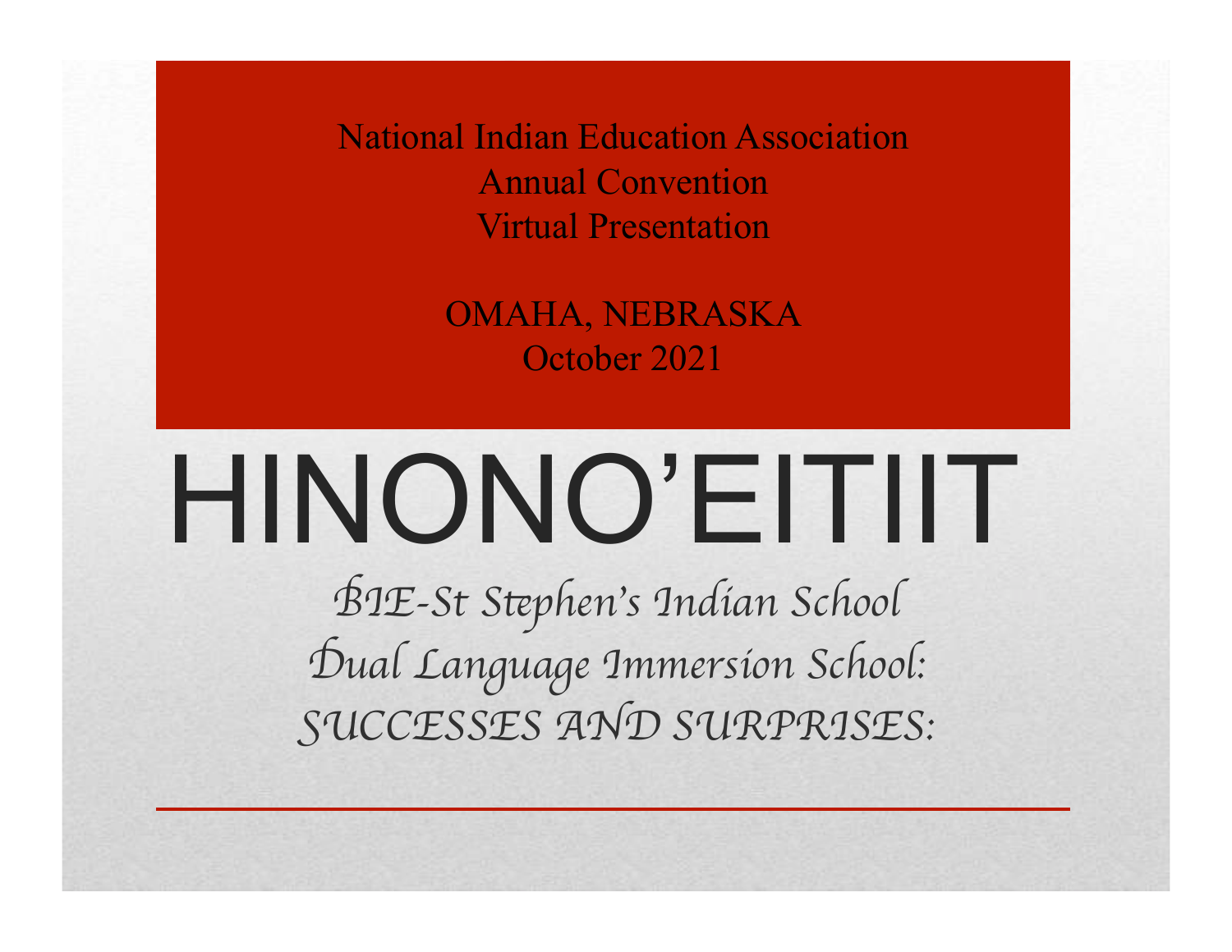National Indian Education Association
Annual Convention
Virtual Presentation

OMAHA, NEBRASKA
October 2021

# HINONO'EITIIT

*BIE-St Stephen's Indian School*
*Dual Language Immersion School:*
*SUCCESSES AND SURPRISES:*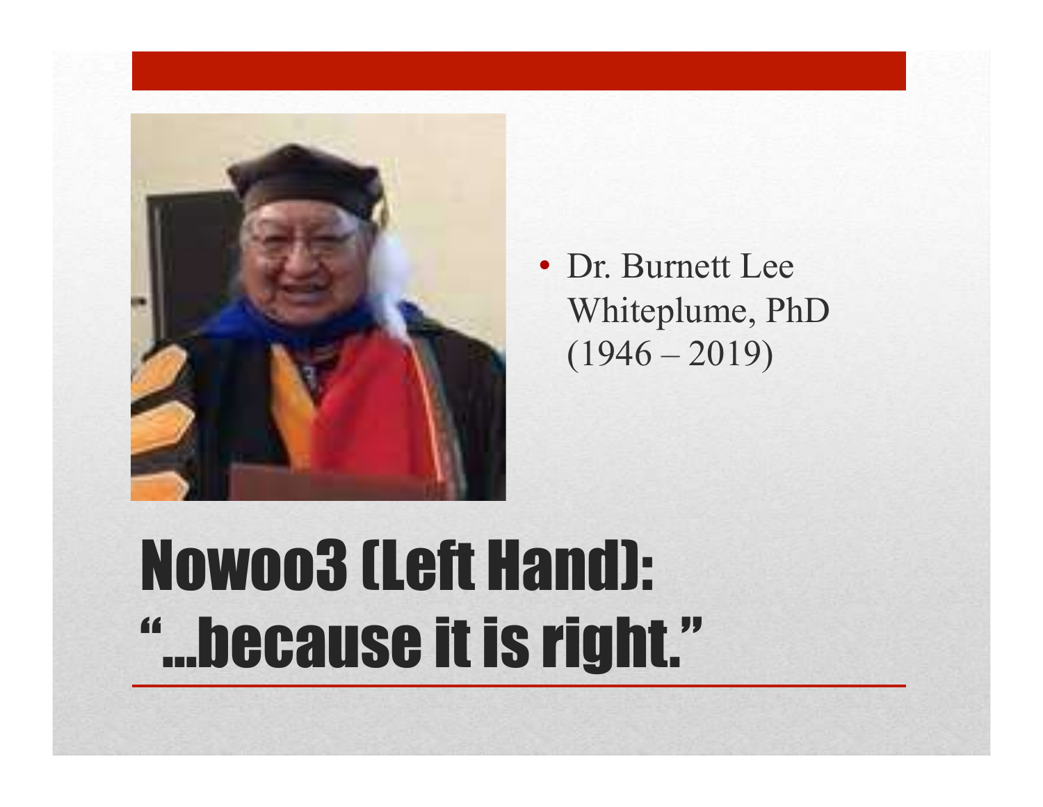- Dr. Burnett Lee Whiteplume, PhD (1946 – 2019)

# Nowoo3 (Left Hand): "...because it is right."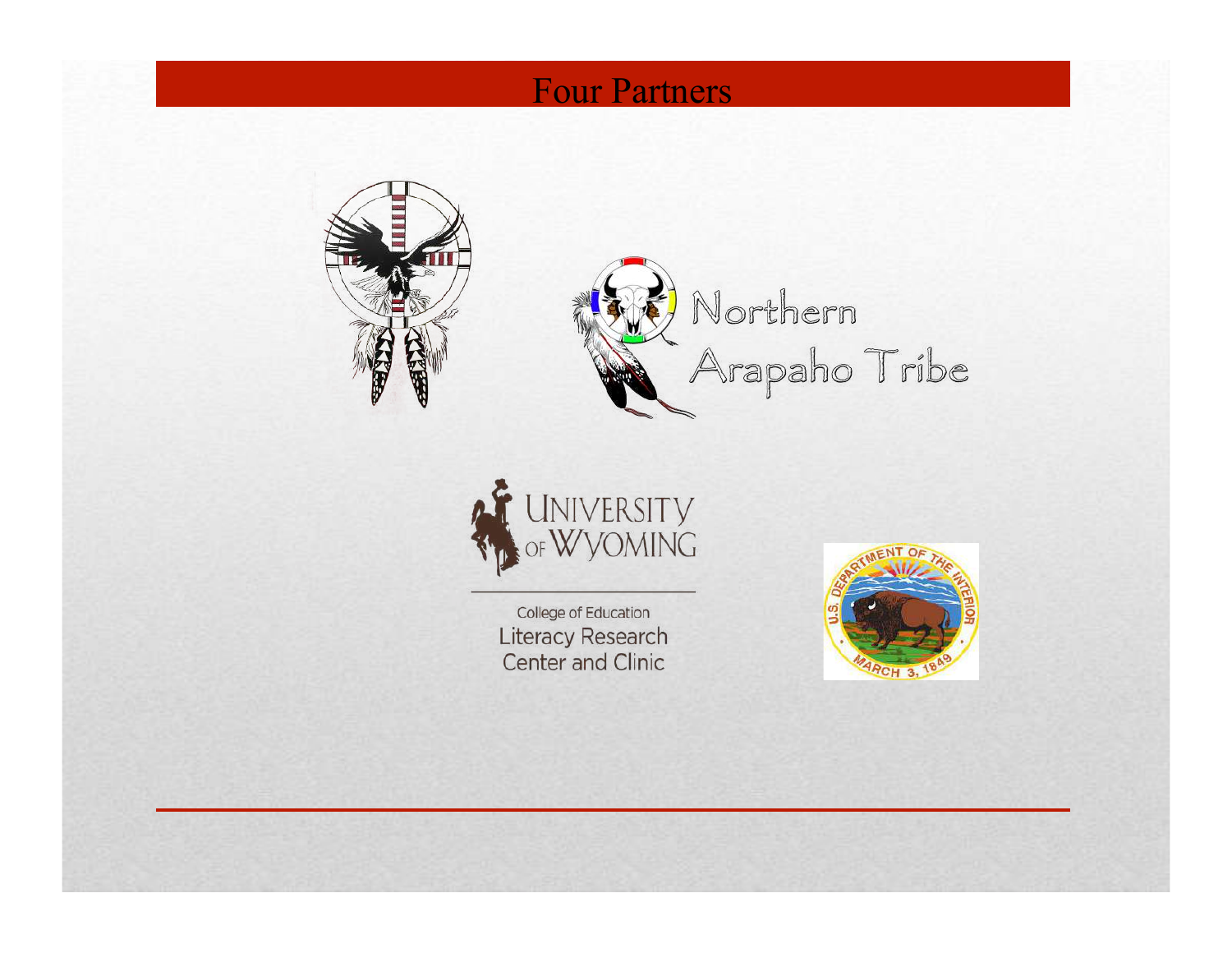# Four Partners

Northern Arapaho Tribe

UNIVERSITY OF WYOMING

College of Education
Literacy Research
Center and Clinic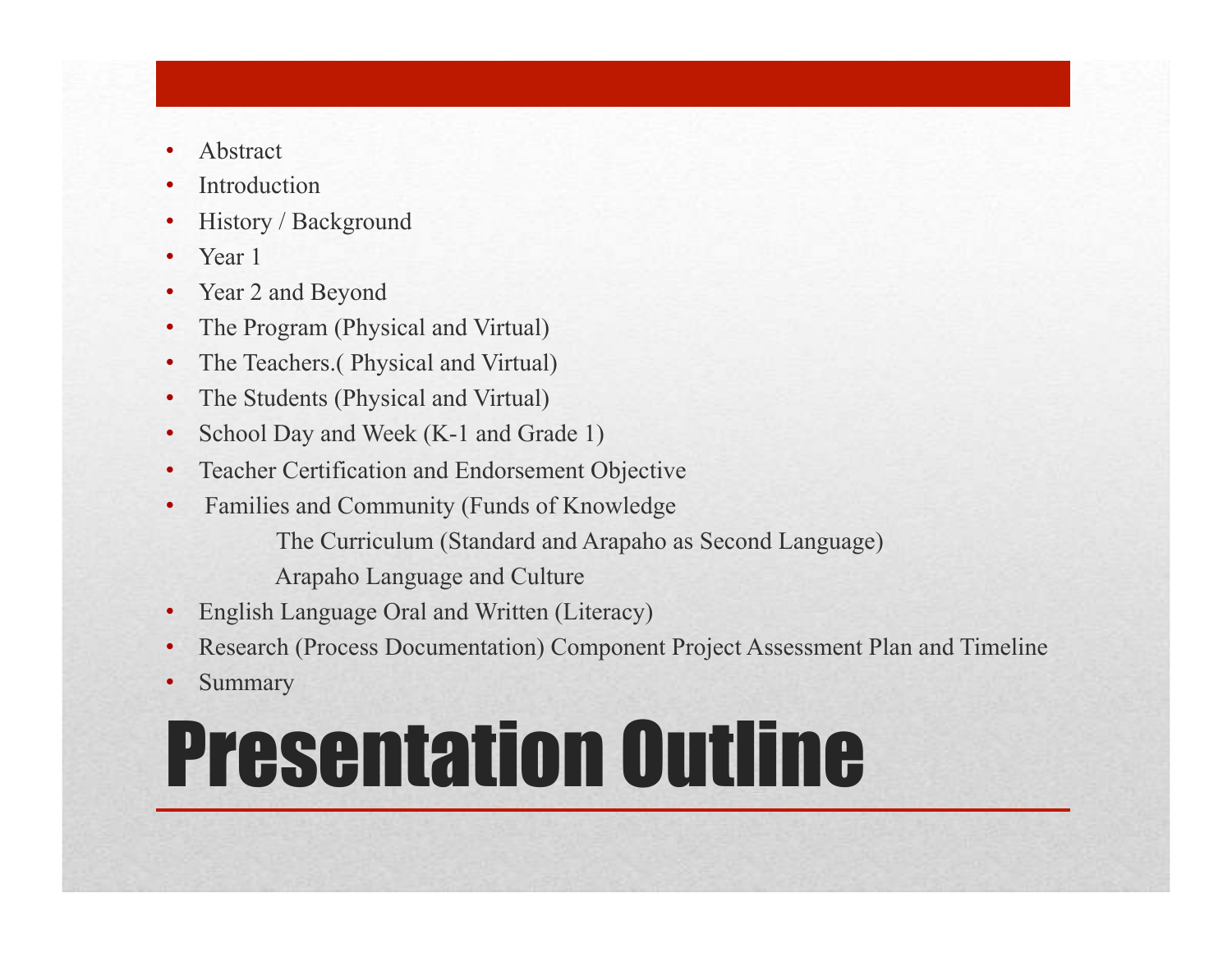# Presentation Outline

- Abstract
- Introduction
- History / Background
- Year 1
- Year 2 and Beyond
- The Program (Physical and Virtual)
- The Teachers.( Physical and Virtual)
- The Students (Physical and Virtual)
- School Day and Week (K-1 and Grade 1)
- Teacher Certification and Endorsement Objective
- Families and Community (Funds of Knowledge
    - The Curriculum (Standard and Arapaho as Second Language)
    - Arapaho Language and Culture
- English Language Oral and Written (Literacy)
- Research (Process Documentation) Component Project Assessment Plan and Timeline
- Summary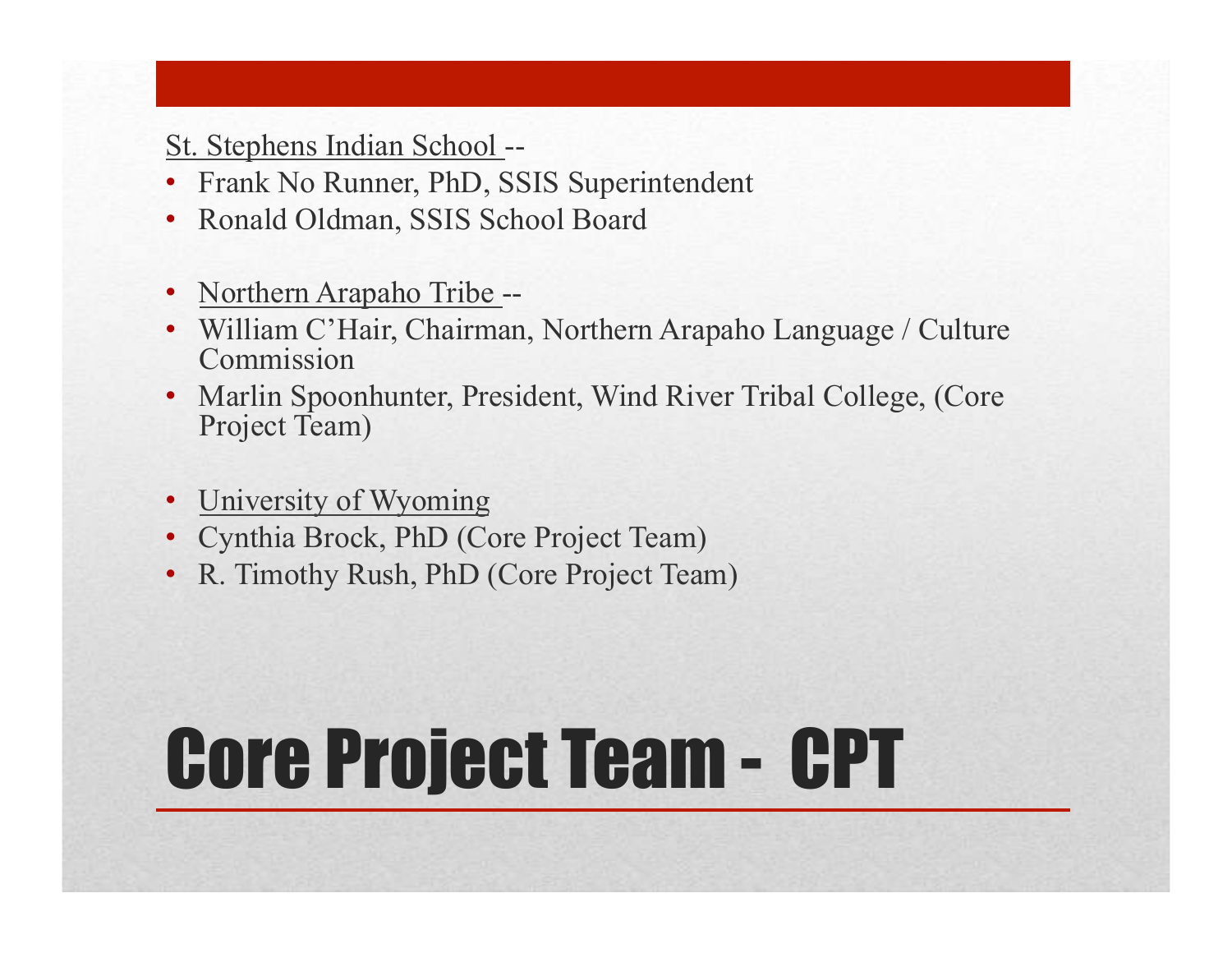# Core Project Team - CPT

St. Stephens Indian School --

- Frank No Runner, PhD, SSIS Superintendent
- Ronald Oldman, SSIS School Board

- Northern Arapaho Tribe --
- William C'Hair, Chairman, Northern Arapaho Language / Culture Commission
- Marlin Spoonhunter, President, Wind River Tribal College, (Core Project Team)

- University of Wyoming
- Cynthia Brock, PhD (Core Project Team)
- R. Timothy Rush, PhD (Core Project Team)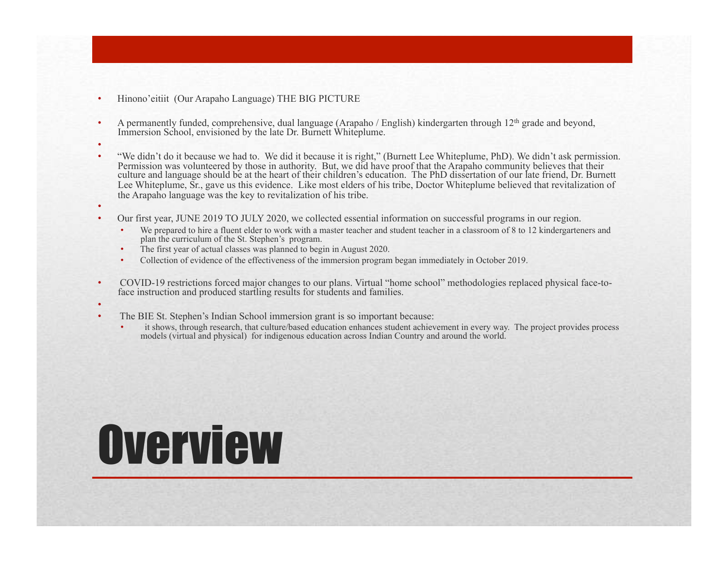# Overview

- Hinono'eitiit (Our Arapaho Language) THE BIG PICTURE
- A permanently funded, comprehensive, dual language (Arapaho / English) kindergarten through 12th grade and beyond, Immersion School, envisioned by the late Dr. Burnett Whiteplume.
- "We didn't do it because we had to. We did it because it is right," (Burnett Lee Whiteplume, PhD). We didn't ask permission. Permission was volunteered by those in authority. But, we did have proof that the Arapaho community believes that their culture and language should be at the heart of their children's education. The PhD dissertation of our late friend, Dr. Burnett Lee Whiteplume, Sr., gave us this evidence. Like most elders of his tribe, Doctor Whiteplume believed that revitalization of the Arapaho language was the key to revitalization of his tribe.
- Our first year, JUNE 2019 TO JULY 2020, we collected essential information on successful programs in our region.
  - We prepared to hire a fluent elder to work with a master teacher and student teacher in a classroom of 8 to 12 kindergarteners and plan the curriculum of the St. Stephen's program.
  - The first year of actual classes was planned to begin in August 2020.
  - Collection of evidence of the effectiveness of the immersion program began immediately in October 2019.
- COVID-19 restrictions forced major changes to our plans. Virtual "home school" methodologies replaced physical face-to-face instruction and produced startling results for students and families.
- The BIE St. Stephen's Indian School immersion grant is so important because:
  - it shows, through research, that culture/based education enhances student achievement in every way. The project provides process models (virtual and physical) for indigenous education across Indian Country and around the world.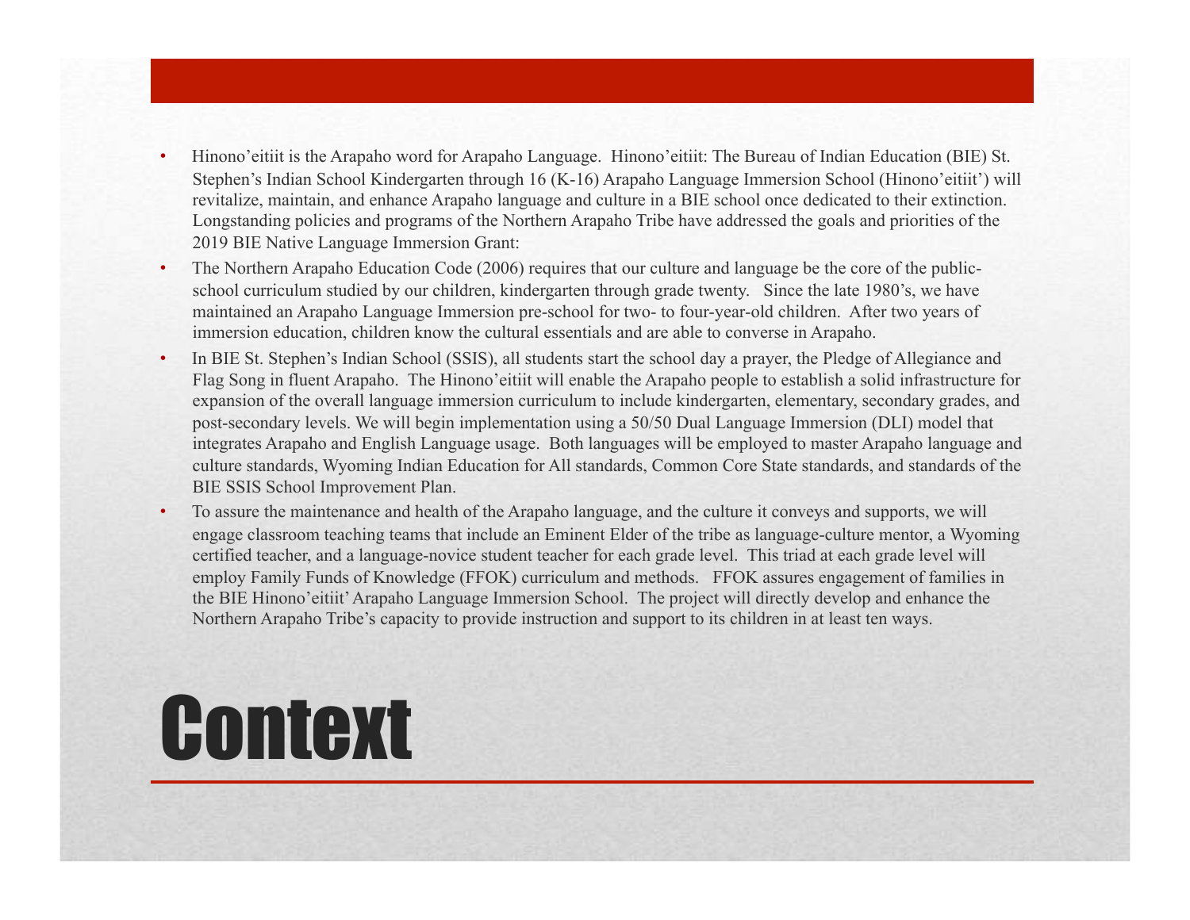# Context

- Hinono'eitiit is the Arapaho word for Arapaho Language. Hinono'eitiit: The Bureau of Indian Education (BIE) St. Stephen's Indian School Kindergarten through 16 (K-16) Arapaho Language Immersion School (Hinono'eitiit') will revitalize, maintain, and enhance Arapaho language and culture in a BIE school once dedicated to their extinction. Longstanding policies and programs of the Northern Arapaho Tribe have addressed the goals and priorities of the 2019 BIE Native Language Immersion Grant:
- The Northern Arapaho Education Code (2006) requires that our culture and language be the core of the public-school curriculum studied by our children, kindergarten through grade twenty. Since the late 1980's, we have maintained an Arapaho Language Immersion pre-school for two- to four-year-old children. After two years of immersion education, children know the cultural essentials and are able to converse in Arapaho.
- In BIE St. Stephen's Indian School (SSIS), all students start the school day a prayer, the Pledge of Allegiance and Flag Song in fluent Arapaho. The Hinono'eitiit will enable the Arapaho people to establish a solid infrastructure for expansion of the overall language immersion curriculum to include kindergarten, elementary, secondary grades, and post-secondary levels. We will begin implementation using a 50/50 Dual Language Immersion (DLI) model that integrates Arapaho and English Language usage. Both languages will be employed to master Arapaho language and culture standards, Wyoming Indian Education for All standards, Common Core State standards, and standards of the BIE SSIS School Improvement Plan.
- To assure the maintenance and health of the Arapaho language, and the culture it conveys and supports, we will engage classroom teaching teams that include an Eminent Elder of the tribe as language-culture mentor, a Wyoming certified teacher, and a language-novice student teacher for each grade level. This triad at each grade level will employ Family Funds of Knowledge (FFOK) curriculum and methods. FFOK assures engagement of families in the BIE Hinono'eitiit' Arapaho Language Immersion School. The project will directly develop and enhance the Northern Arapaho Tribe's capacity to provide instruction and support to its children in at least ten ways.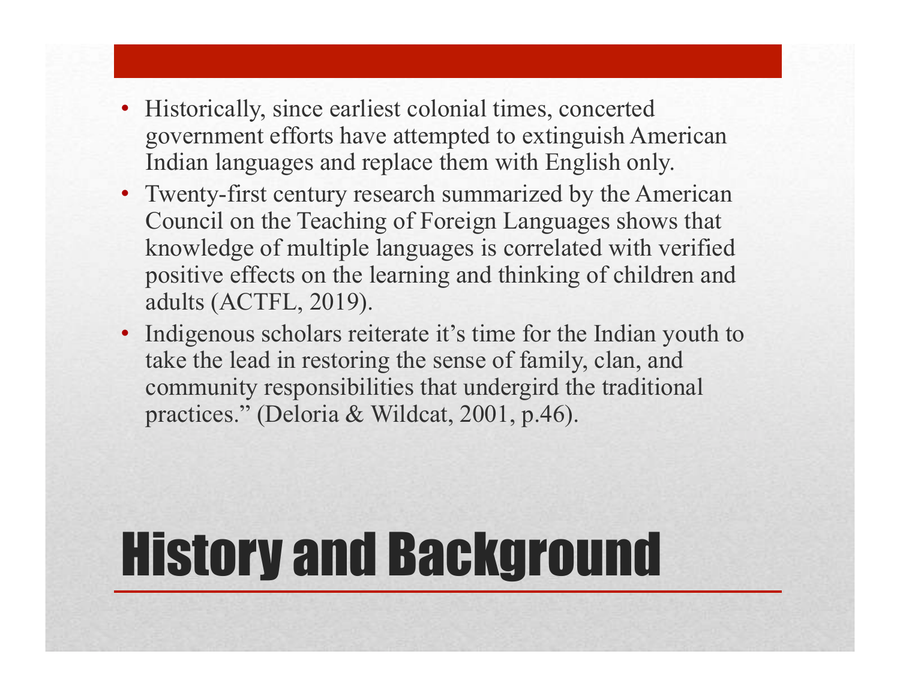# History and Background

- Historically, since earliest colonial times, concerted government efforts have attempted to extinguish American Indian languages and replace them with English only.
- Twenty-first century research summarized by the American Council on the Teaching of Foreign Languages shows that knowledge of multiple languages is correlated with verified positive effects on the learning and thinking of children and adults (ACTFL, 2019).
- Indigenous scholars reiterate it's time for the Indian youth to take the lead in restoring the sense of family, clan, and community responsibilities that undergird the traditional practices." (Deloria & Wildcat, 2001, p.46).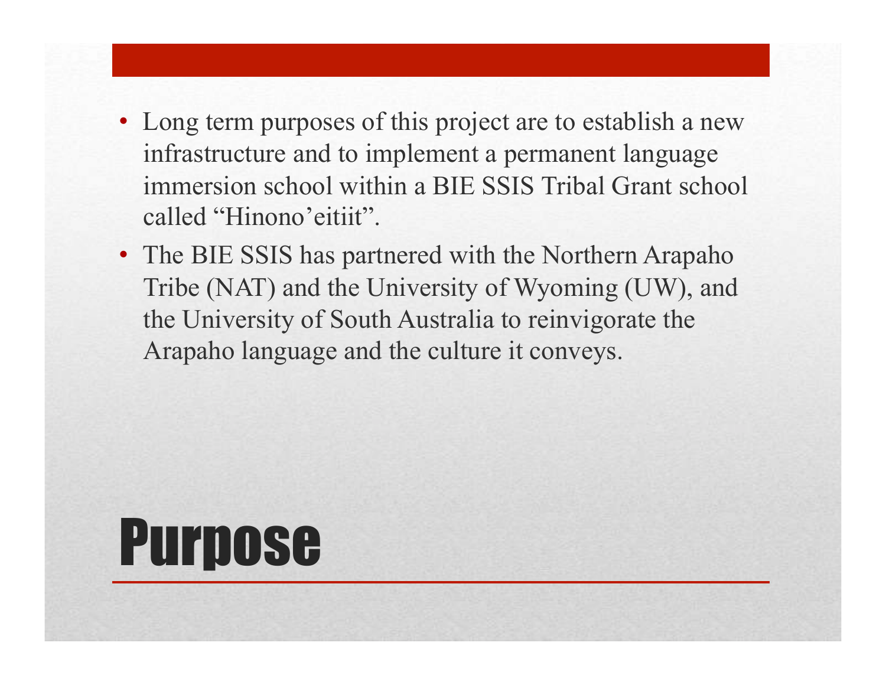# Purpose

- Long term purposes of this project are to establish a new infrastructure and to implement a permanent language immersion school within a BIE SSIS Tribal Grant school called “Hinono’eitiit”.
- The BIE SSIS has partnered with the Northern Arapaho Tribe (NAT) and the University of Wyoming (UW), and the University of South Australia to reinvigorate the Arapaho language and the culture it conveys.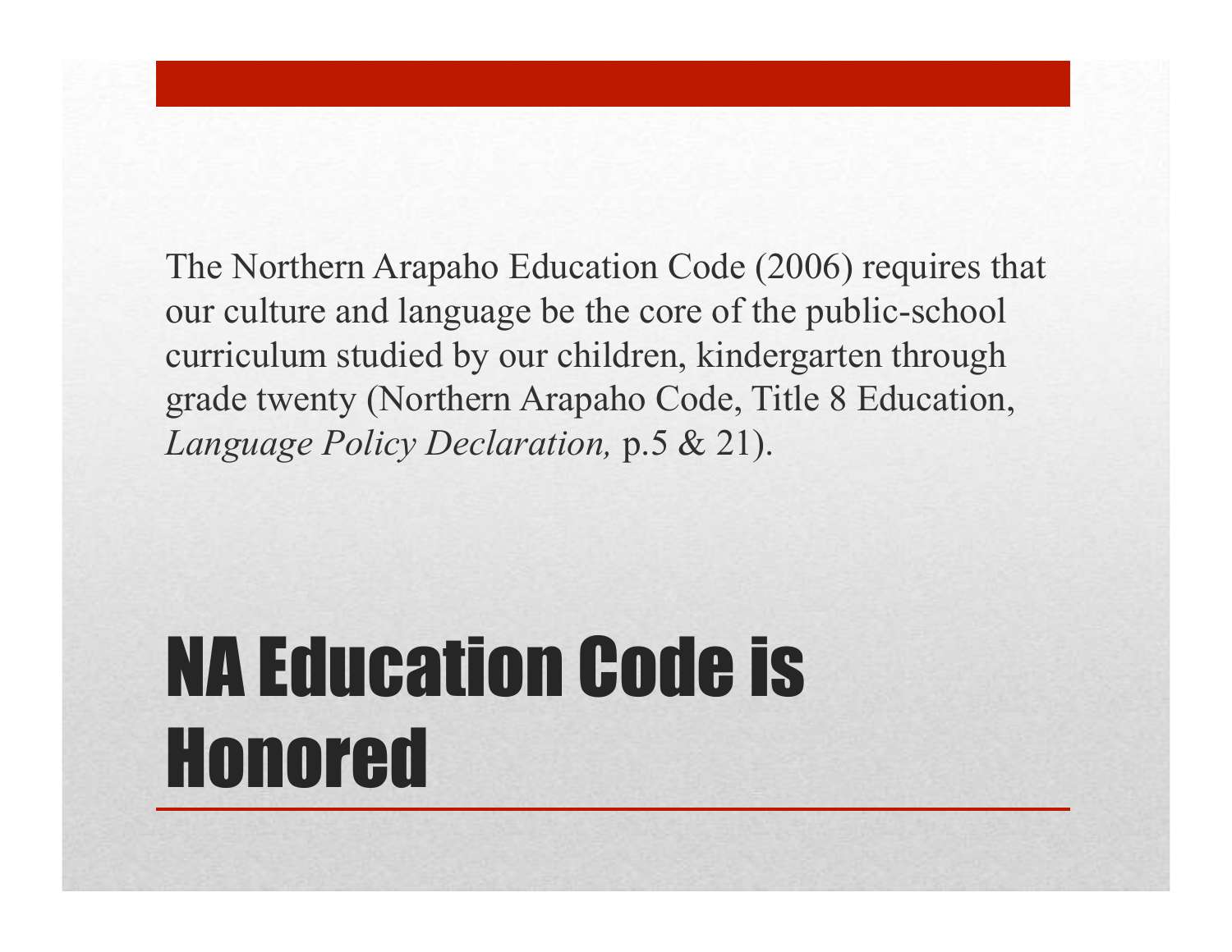# NA Education Code is Honored

The Northern Arapaho Education Code (2006) requires that our culture and language be the core of the public-school curriculum studied by our children, kindergarten through grade twenty (Northern Arapaho Code, Title 8 Education, *Language Policy Declaration,* p.5 & 21).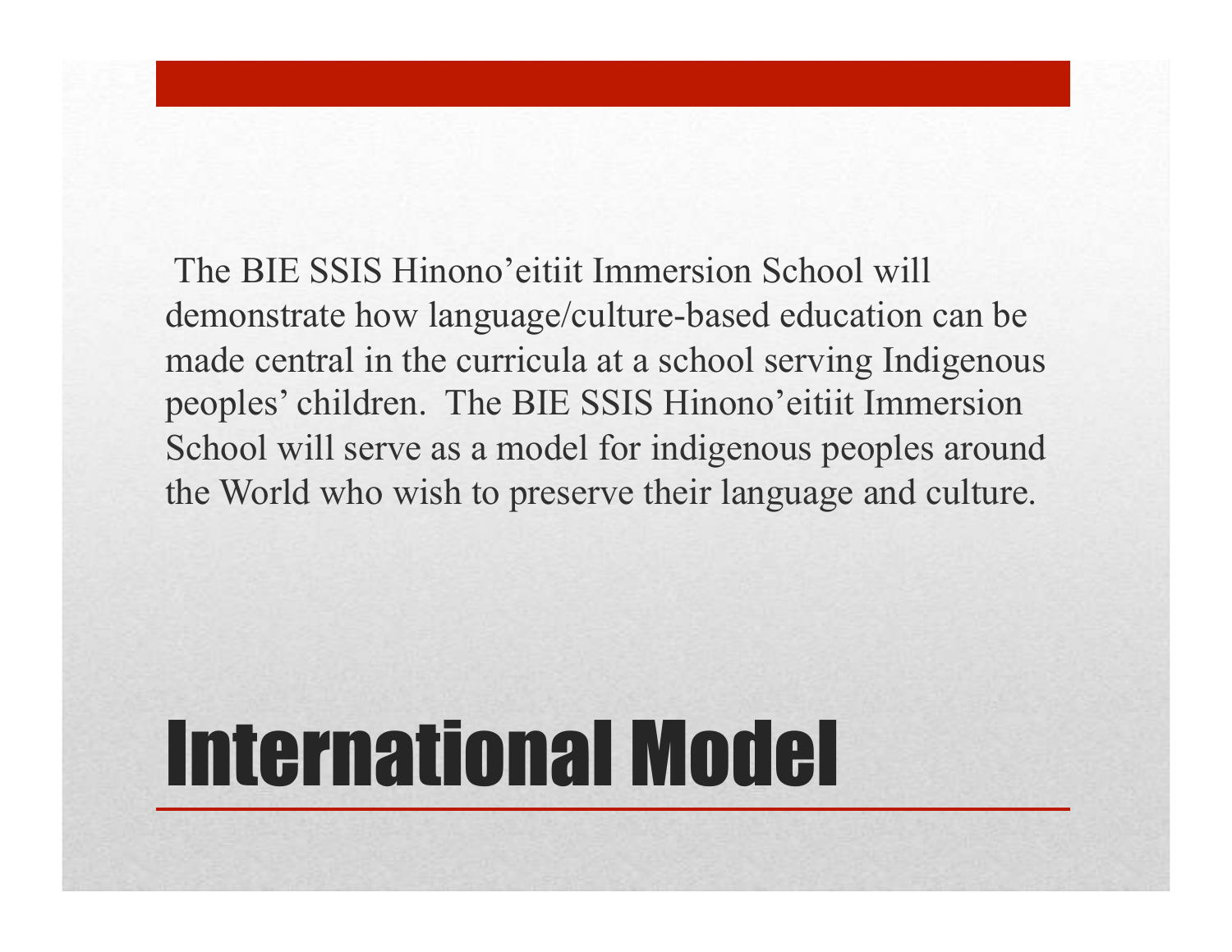# International Model

The BIE SSIS Hinono'eitiit Immersion School will demonstrate how language/culture-based education can be made central in the curricula at a school serving Indigenous peoples' children. The BIE SSIS Hinono'eitiit Immersion School will serve as a model for indigenous peoples around the World who wish to preserve their language and culture.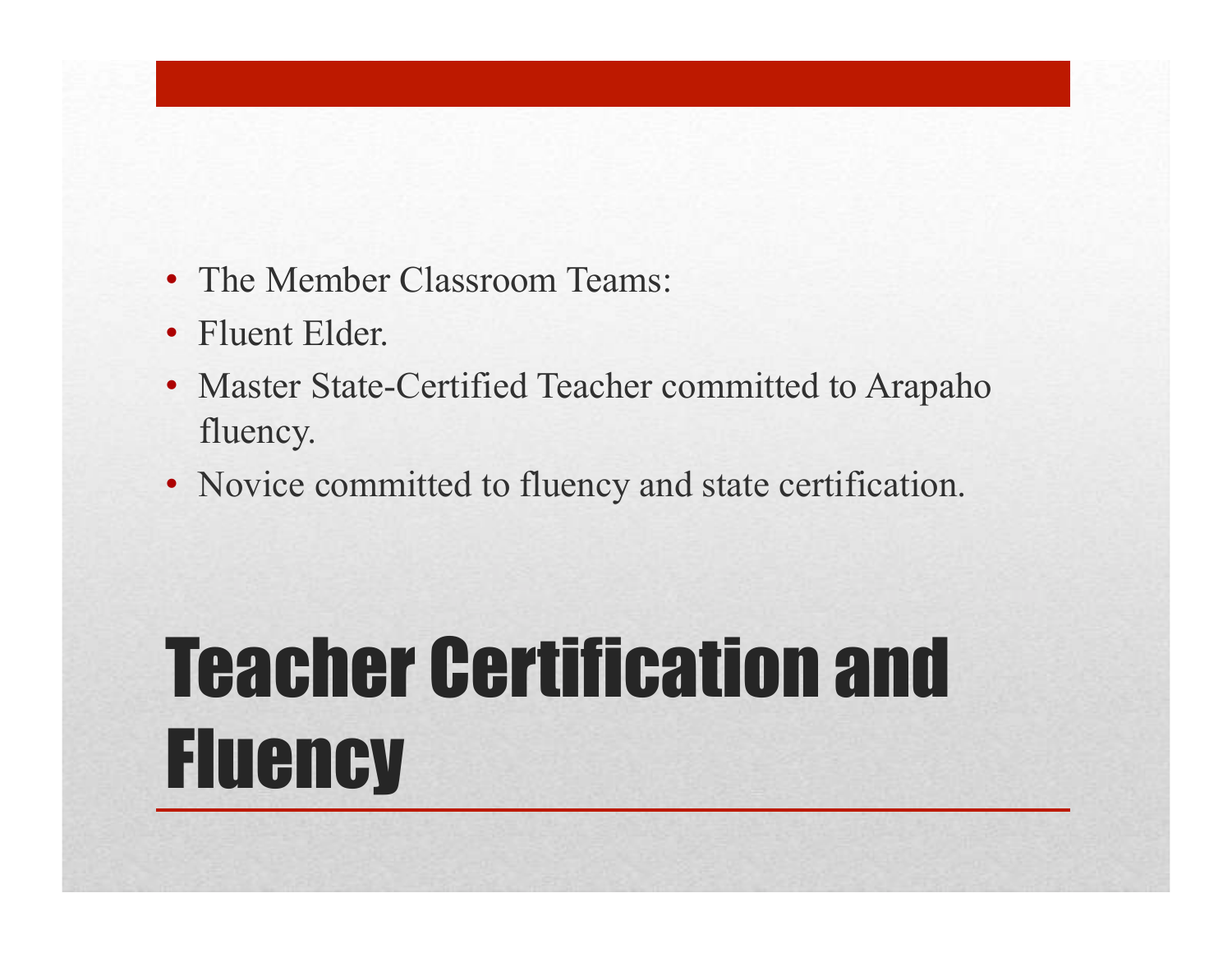# Teacher Certification and Fluency

- The Member Classroom Teams:
- Fluent Elder.
- Master State-Certified Teacher committed to Arapaho fluency.
- Novice committed to fluency and state certification.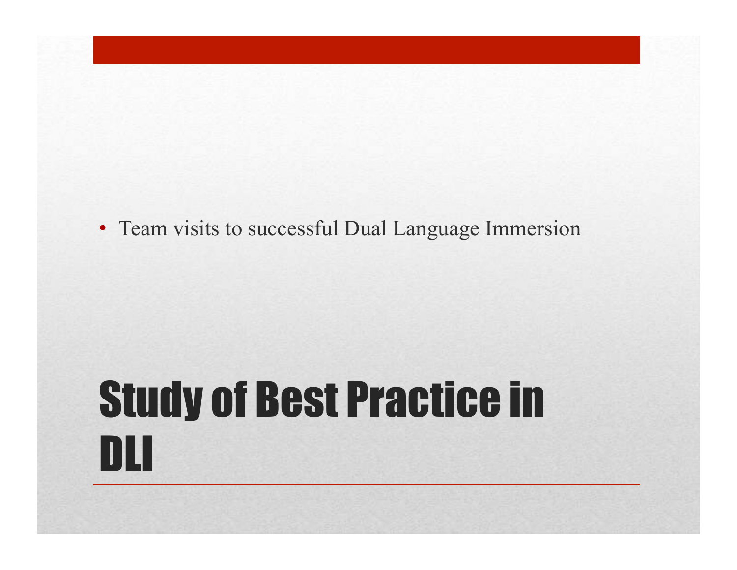# Study of Best Practice in DLI

- Team visits to successful Dual Language Immersion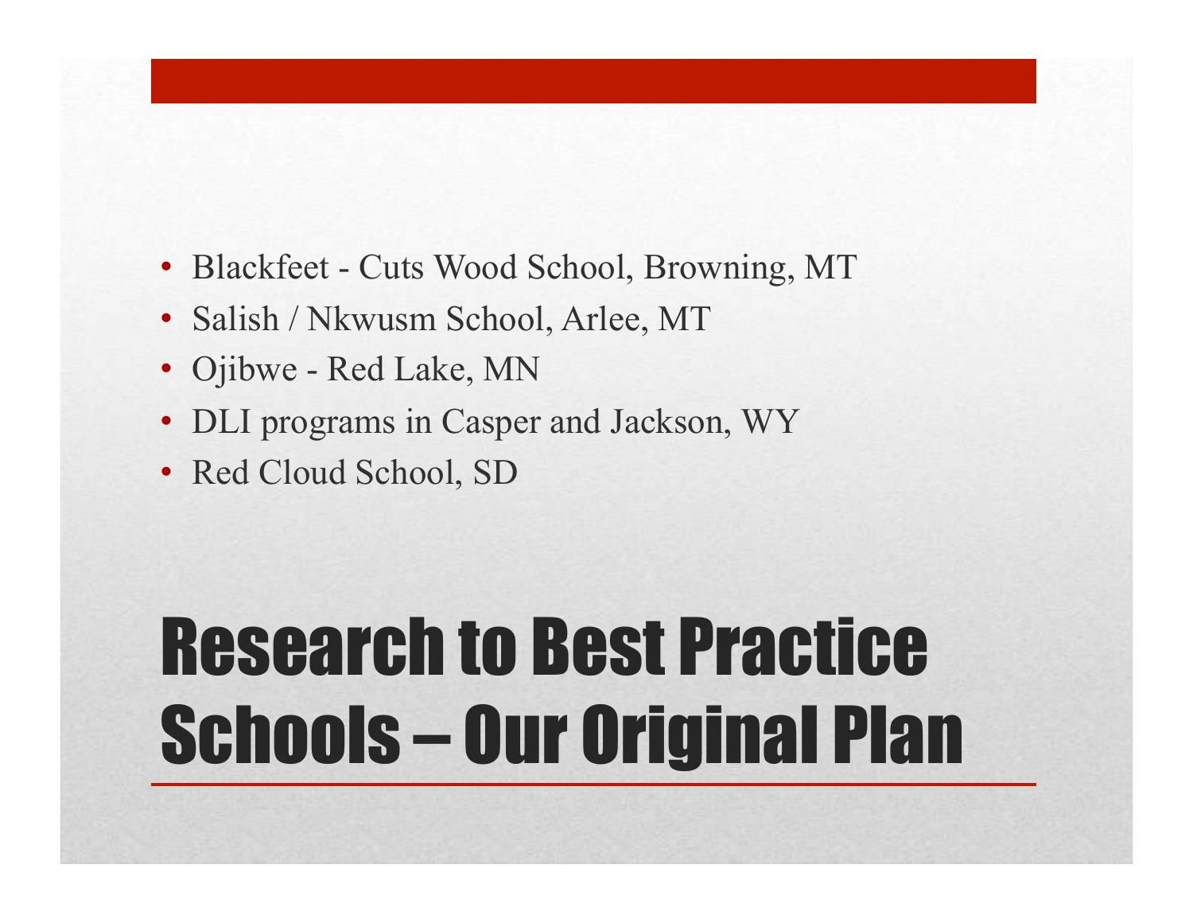- Blackfeet - Cuts Wood School, Browning, MT
- Salish / Nkwusm School, Arlee, MT
- Ojibwe - Red Lake, MN
- DLI programs in Casper and Jackson, WY
- Red Cloud School, SD

# Research to Best Practice Schools – Our Original Plan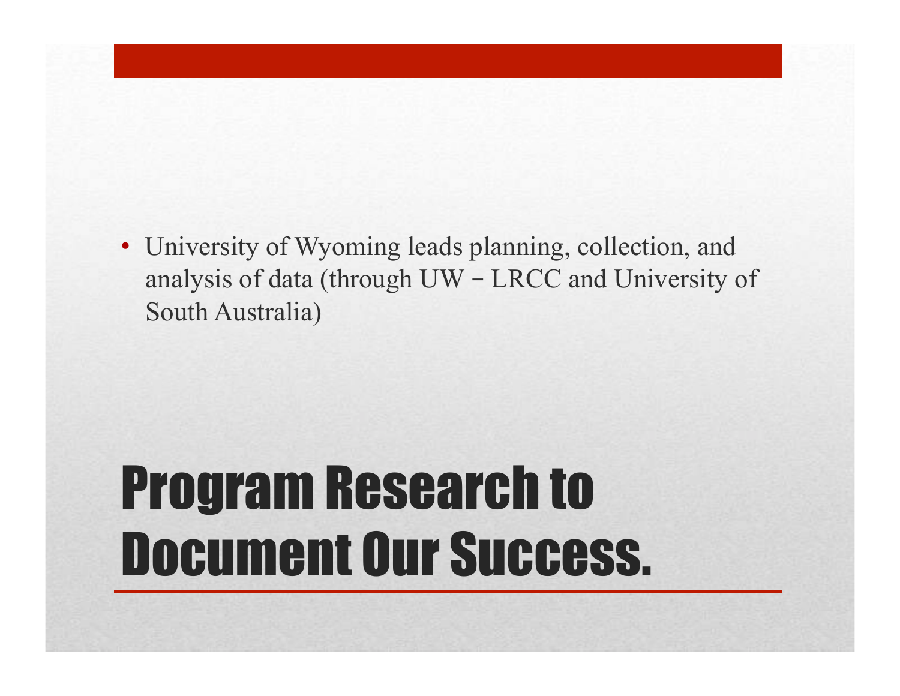# Program Research to Document Our Success.

- University of Wyoming leads planning, collection, and analysis of data (through UW – LRCC and University of South Australia)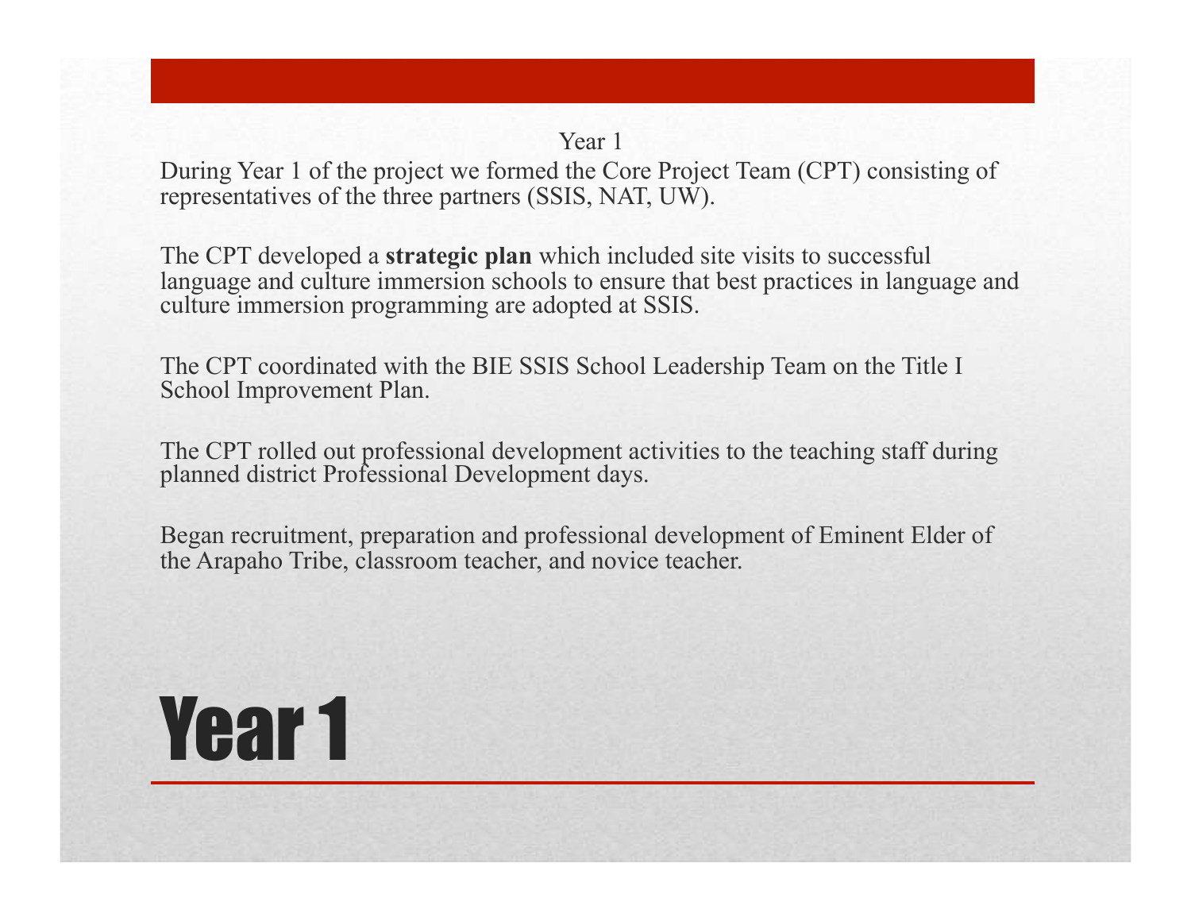Year 1

During Year 1 of the project we formed the Core Project Team (CPT) consisting of representatives of the three partners (SSIS, NAT, UW).

The CPT developed a **strategic plan** which included site visits to successful language and culture immersion schools to ensure that best practices in language and culture immersion programming are adopted at SSIS.

The CPT coordinated with the BIE SSIS School Leadership Team on the Title I School Improvement Plan.

The CPT rolled out professional development activities to the teaching staff during planned district Professional Development days.

Began recruitment, preparation and professional development of Eminent Elder of the Arapaho Tribe, classroom teacher, and novice teacher.

# Year 1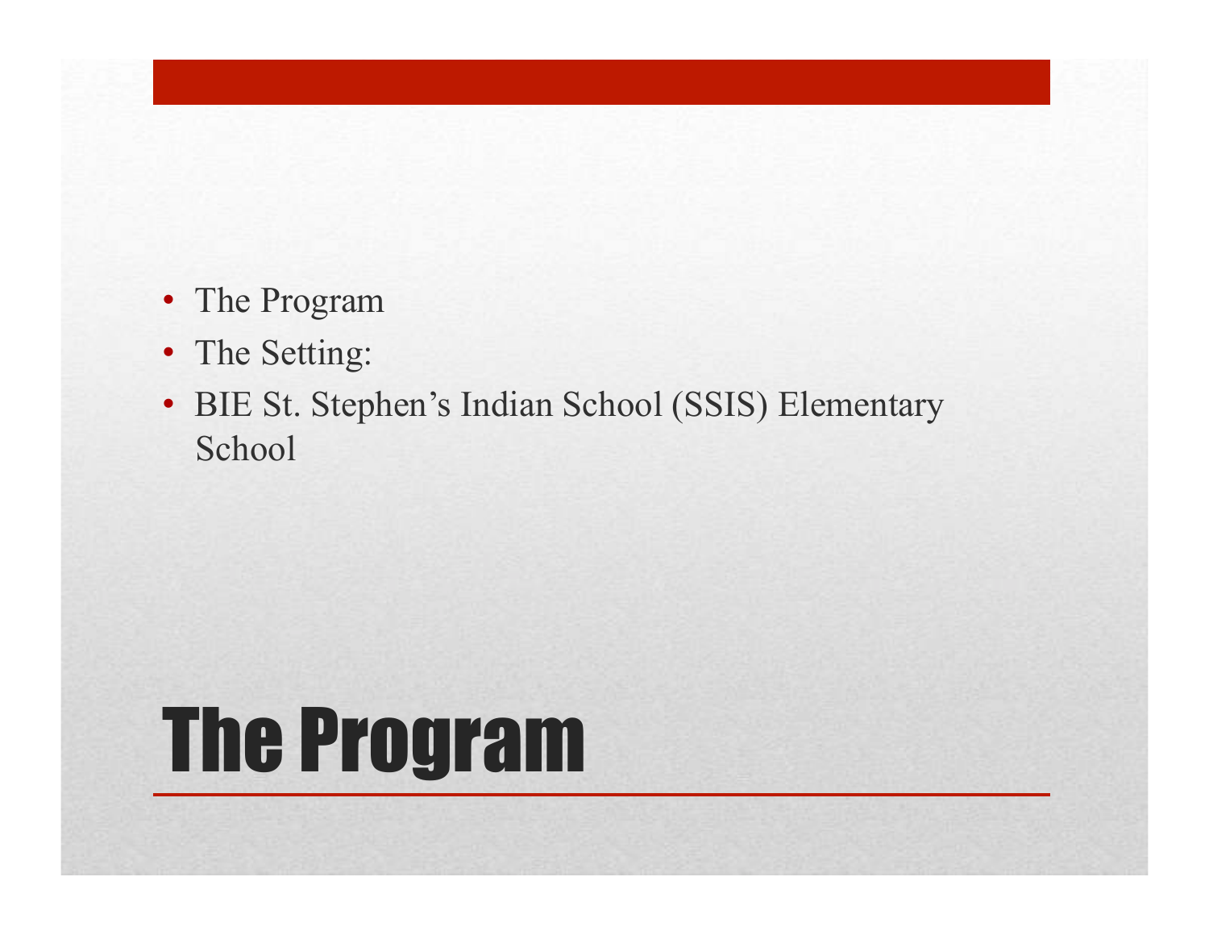# The Program

- The Program
- The Setting:
- BIE St. Stephen's Indian School (SSIS) Elementary School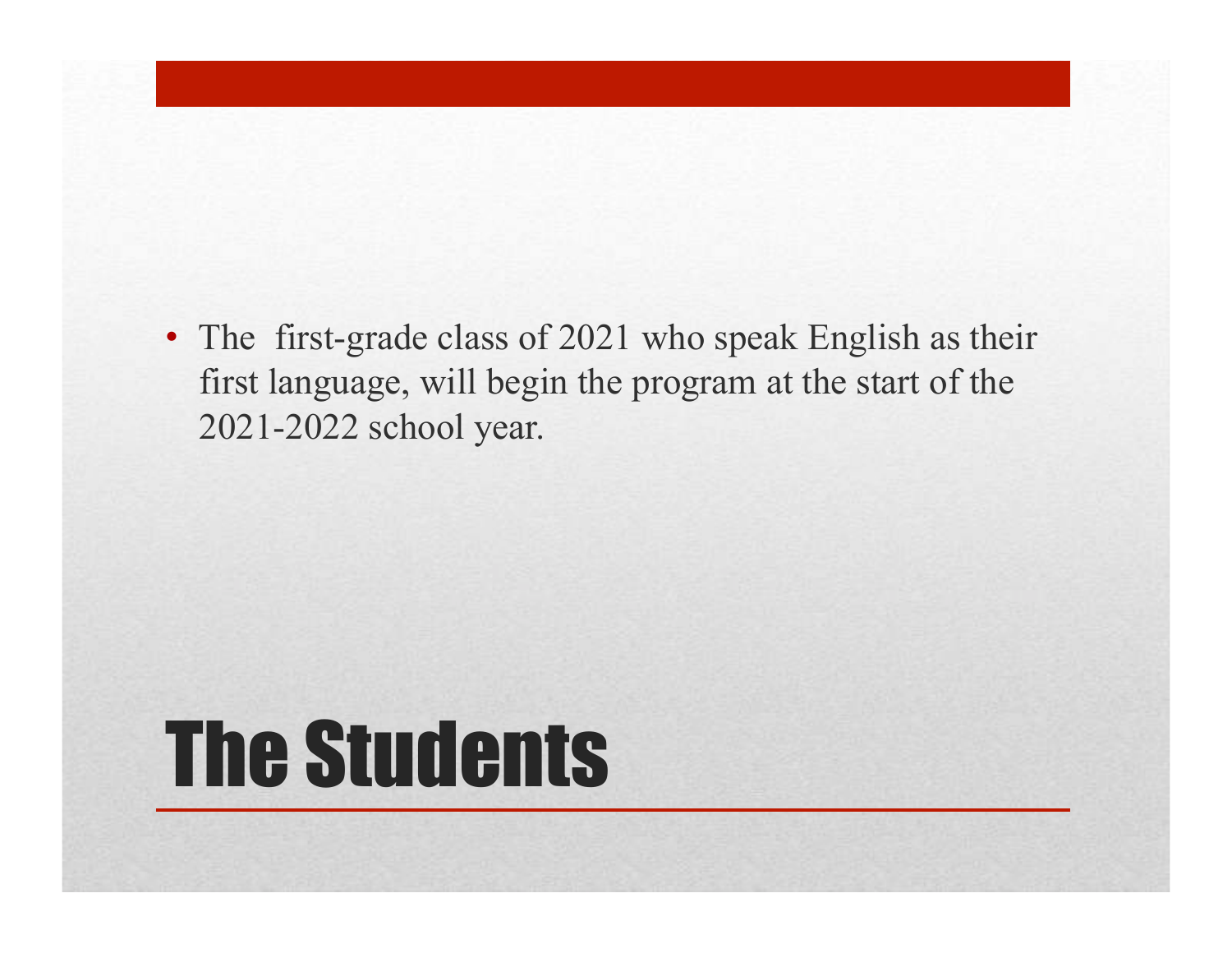# The Students

- The  first-grade class of 2021 who speak English as their first language, will begin the program at the start of the 2021-2022 school year.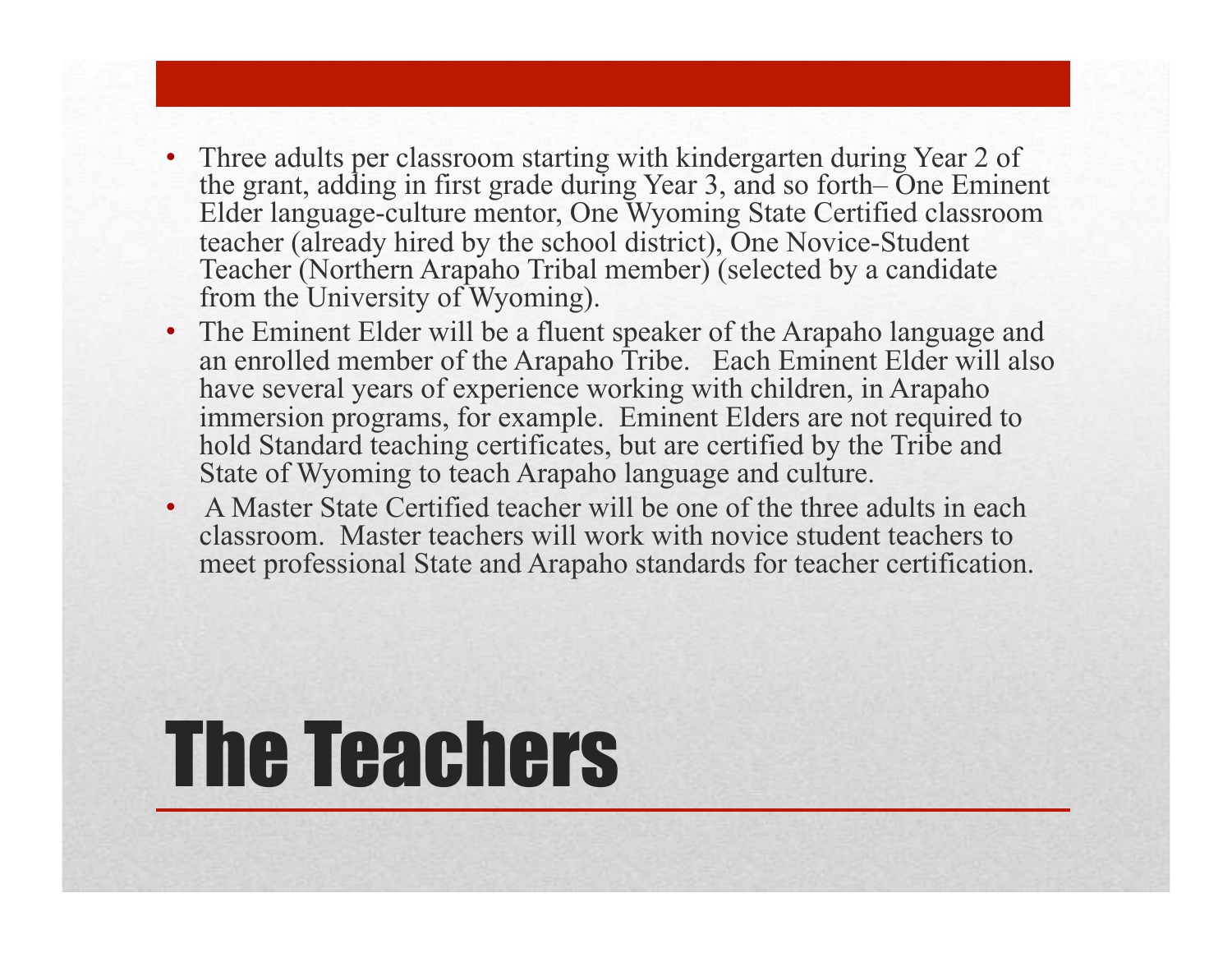# The Teachers

- Three adults per classroom starting with kindergarten during Year 2 of the grant, adding in first grade during Year 3, and so forth– One Eminent Elder language-culture mentor, One Wyoming State Certified classroom teacher (already hired by the school district), One Novice-Student Teacher (Northern Arapaho Tribal member) (selected by a candidate from the University of Wyoming).
- The Eminent Elder will be a fluent speaker of the Arapaho language and an enrolled member of the Arapaho Tribe. Each Eminent Elder will also have several years of experience working with children, in Arapaho immersion programs, for example. Eminent Elders are not required to hold Standard teaching certificates, but are certified by the Tribe and State of Wyoming to teach Arapaho language and culture.
- A Master State Certified teacher will be one of the three adults in each classroom. Master teachers will work with novice student teachers to meet professional State and Arapaho standards for teacher certification.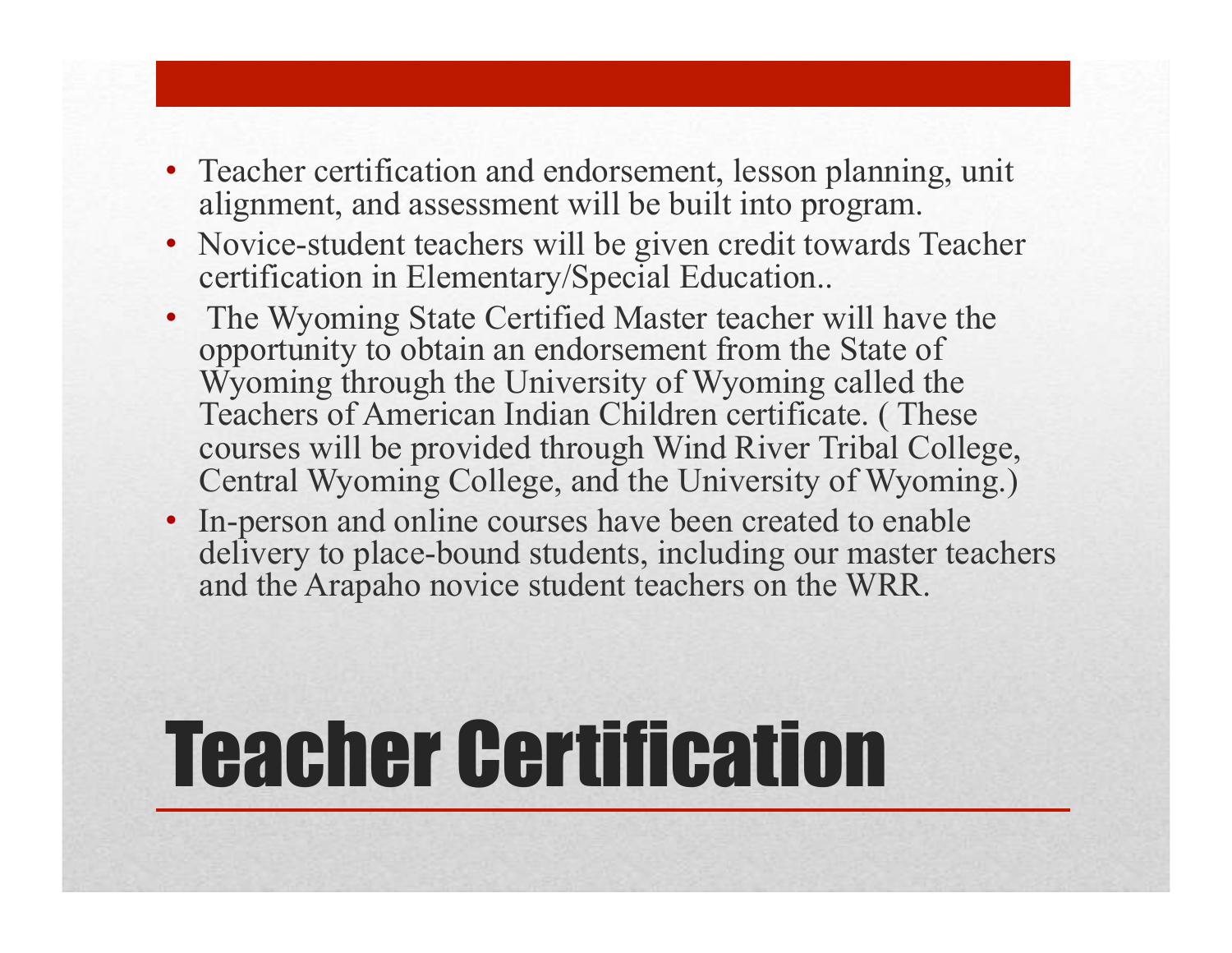# Teacher Certification

- Teacher certification and endorsement, lesson planning, unit alignment, and assessment will be built into program.
- Novice-student teachers will be given credit towards Teacher certification in Elementary/Special Education..
- The Wyoming State Certified Master teacher will have the opportunity to obtain an endorsement from the State of Wyoming through the University of Wyoming called the Teachers of American Indian Children certificate. ( These courses will be provided through Wind River Tribal College, Central Wyoming College, and the University of Wyoming.)
- In-person and online courses have been created to enable delivery to place-bound students, including our master teachers and the Arapaho novice student teachers on the WRR.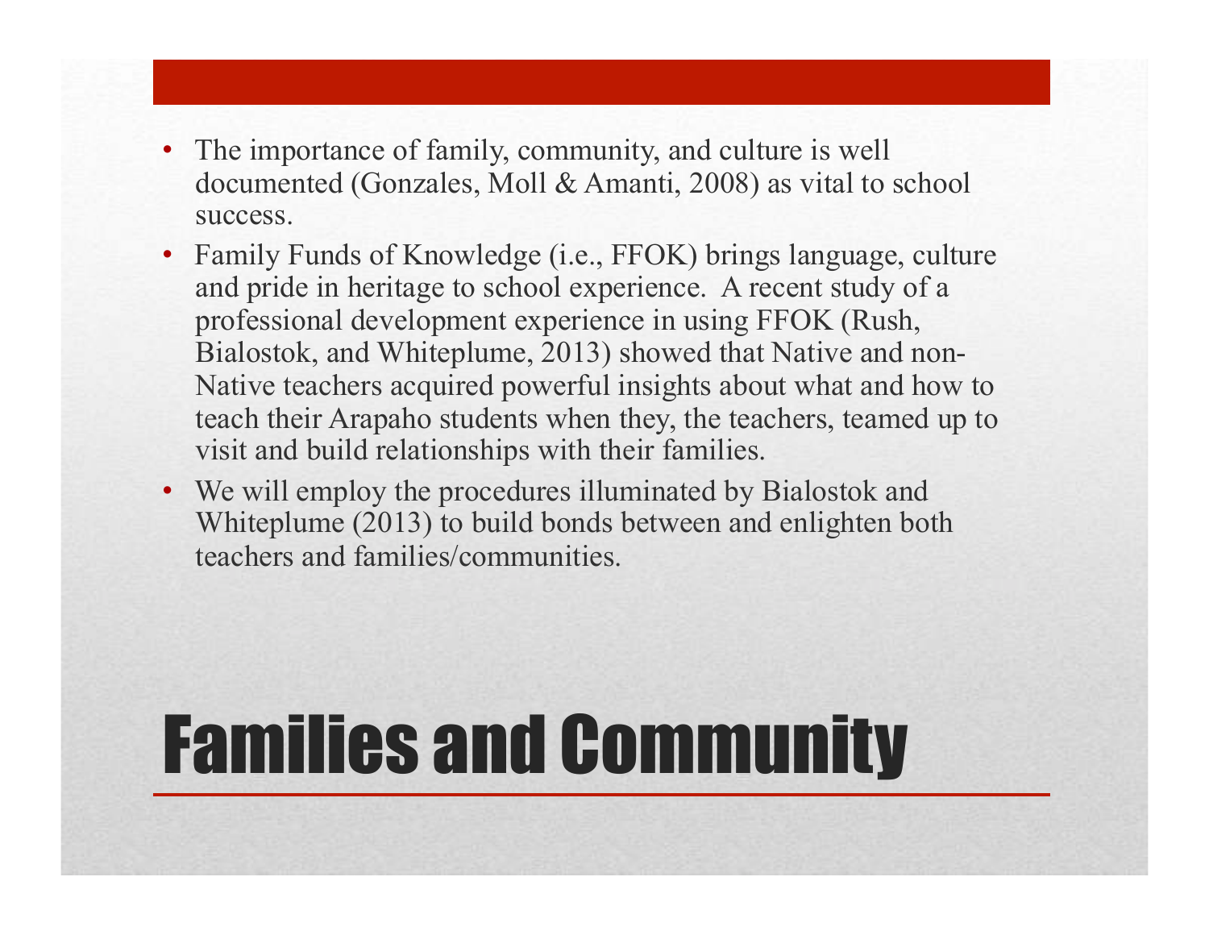# Families and Community

- The importance of family, community, and culture is well documented (Gonzales, Moll & Amanti, 2008) as vital to school success.
- Family Funds of Knowledge (i.e., FFOK) brings language, culture and pride in heritage to school experience. A recent study of a professional development experience in using FFOK (Rush, Bialostok, and Whiteplume, 2013) showed that Native and non-Native teachers acquired powerful insights about what and how to teach their Arapaho students when they, the teachers, teamed up to visit and build relationships with their families.
- We will employ the procedures illuminated by Bialostok and Whiteplume (2013) to build bonds between and enlighten both teachers and families/communities.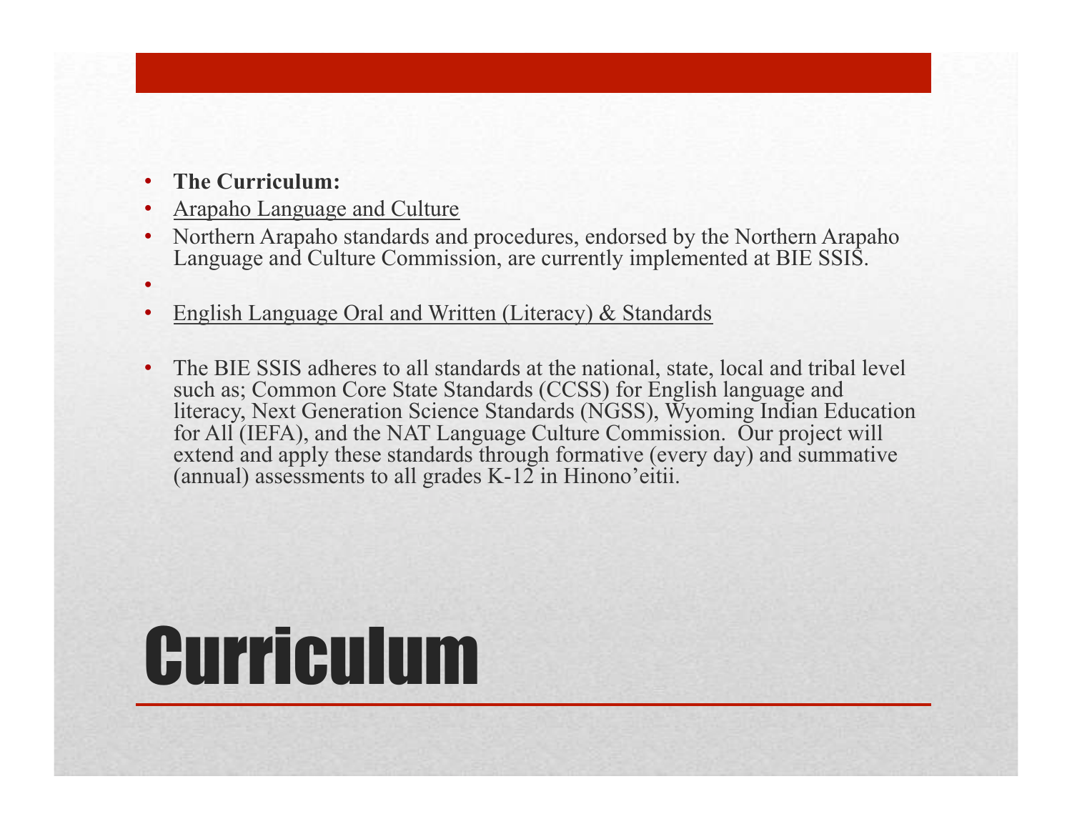# Curriculum

- **The Curriculum:**
- Arapaho Language and Culture
- Northern Arapaho standards and procedures, endorsed by the Northern Arapaho Language and Culture Commission, are currently implemented at BIE SSIS.
- 
- English Language Oral and Written (Literacy) & Standards
- The BIE SSIS adheres to all standards at the national, state, local and tribal level such as; Common Core State Standards (CCSS) for English language and literacy, Next Generation Science Standards (NGSS), Wyoming Indian Education for All (IEFA), and the NAT Language Culture Commission. Our project will extend and apply these standards through formative (every day) and summative (annual) assessments to all grades K-12 in Hinono'eitii.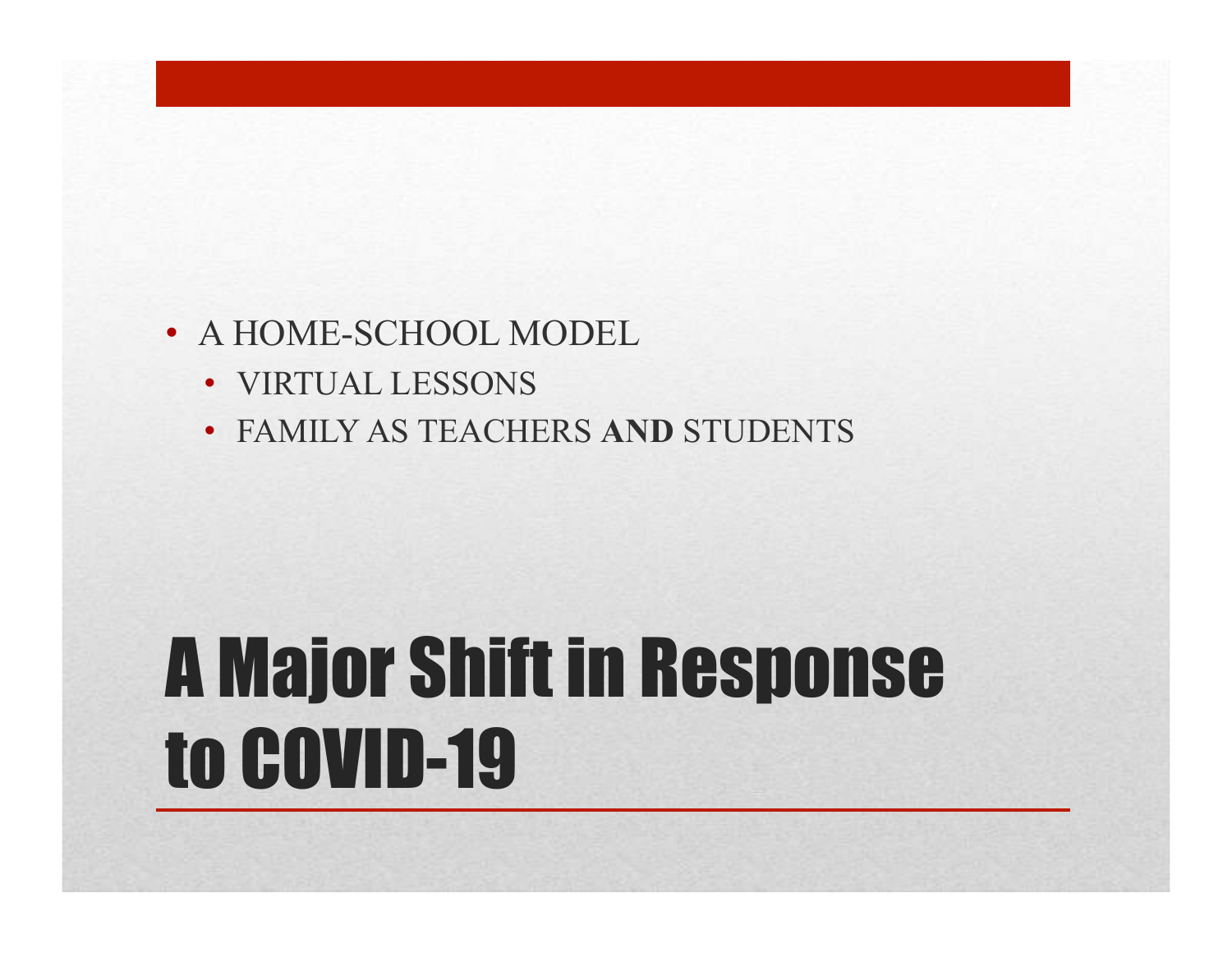- A HOME-SCHOOL MODEL
  - VIRTUAL LESSONS
  - FAMILY AS TEACHERS **AND** STUDENTS

# A Major Shift in Response to COVID-19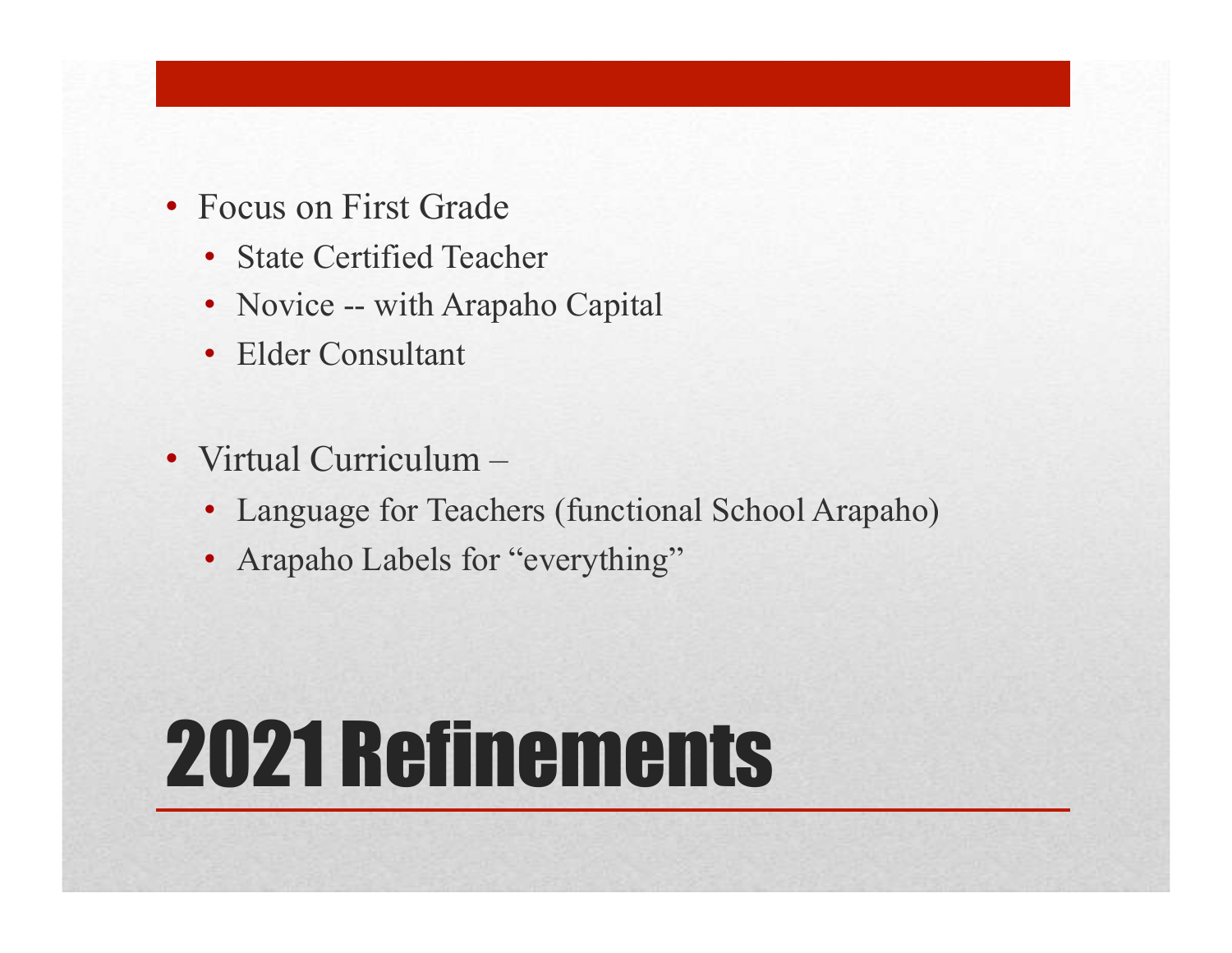- Focus on First Grade
  - State Certified Teacher
  - Novice -- with Arapaho Capital
  - Elder Consultant

- Virtual Curriculum –
  - Language for Teachers (functional School Arapaho)
  - Arapaho Labels for "everything"

# 2021 Refinements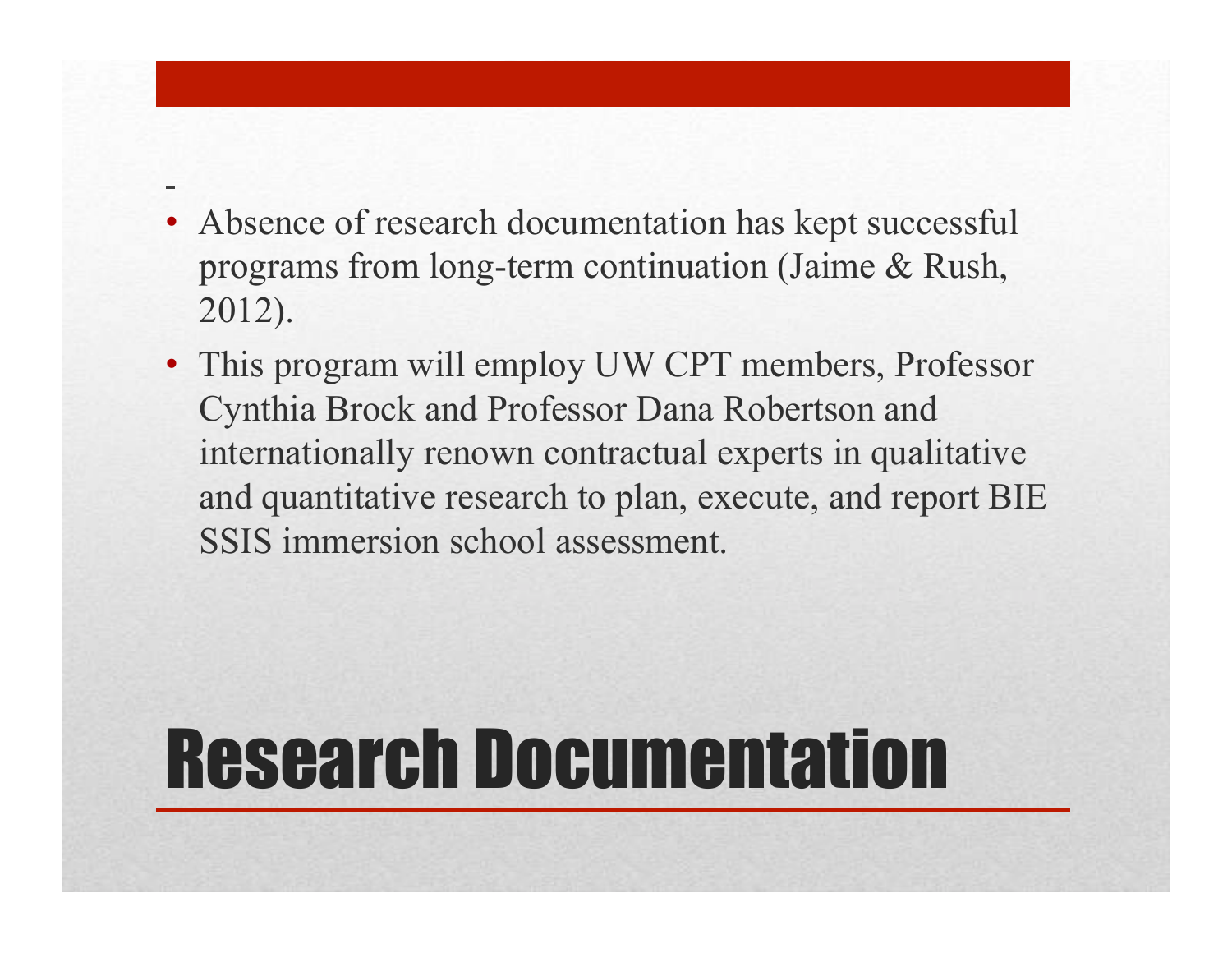# Research Documentation

-

- Absence of research documentation has kept successful programs from long-term continuation (Jaime & Rush, 2012).
- This program will employ UW CPT members, Professor Cynthia Brock and Professor Dana Robertson and internationally renown contractual experts in qualitative and quantitative research to plan, execute, and report BIE SSIS immersion school assessment.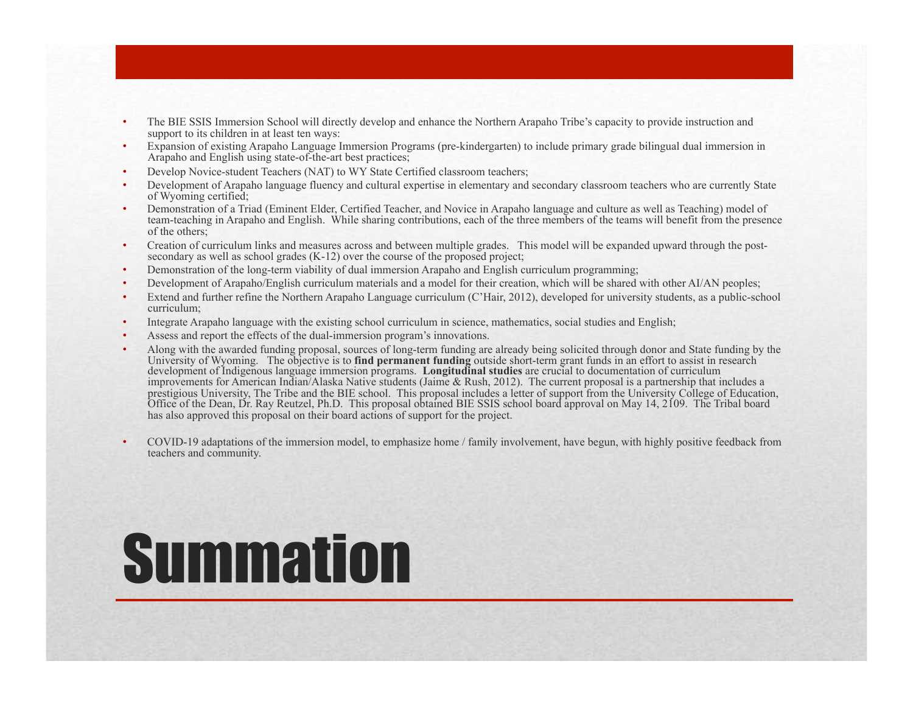# Summation

- The BIE SSIS Immersion School will directly develop and enhance the Northern Arapaho Tribe's capacity to provide instruction and support to its children in at least ten ways:
- Expansion of existing Arapaho Language Immersion Programs (pre-kindergarten) to include primary grade bilingual dual immersion in Arapaho and English using state-of-the-art best practices;
- Develop Novice-student Teachers (NAT) to WY State Certified classroom teachers;
- Development of Arapaho language fluency and cultural expertise in elementary and secondary classroom teachers who are currently State of Wyoming certified;
- Demonstration of a Triad (Eminent Elder, Certified Teacher, and Novice in Arapaho language and culture as well as Teaching) model of team-teaching in Arapaho and English. While sharing contributions, each of the three members of the teams will benefit from the presence of the others;
- Creation of curriculum links and measures across and between multiple grades. This model will be expanded upward through the post-secondary as well as school grades (K-12) over the course of the proposed project;
- Demonstration of the long-term viability of dual immersion Arapaho and English curriculum programming;
- Development of Arapaho/English curriculum materials and a model for their creation, which will be shared with other AI/AN peoples;
- Extend and further refine the Northern Arapaho Language curriculum (C'Hair, 2012), developed for university students, as a public-school curriculum;
- Integrate Arapaho language with the existing school curriculum in science, mathematics, social studies and English;
- Assess and report the effects of the dual-immersion program's innovations.
- Along with the awarded funding proposal, sources of long-term funding are already being solicited through donor and State funding by the University of Wyoming. The objective is to **find permanent funding** outside short-term grant funds in an effort to assist in research development of Indigenous language immersion programs. **Longitudinal studies** are crucial to documentation of curriculum improvements for American Indian/Alaska Native students (Jaime & Rush, 2012). The current proposal is a partnership that includes a prestigious University, The Tribe and the BIE school. This proposal includes a letter of support from the University College of Education, Office of the Dean, Dr. Ray Reutzel, Ph.D. This proposal obtained BIE SSIS school board approval on May 14, 2109. The Tribal board has also approved this proposal on their board actions of support for the project.
- COVID-19 adaptations of the immersion model, to emphasize home / family involvement, have begun, with highly positive feedback from teachers and community.